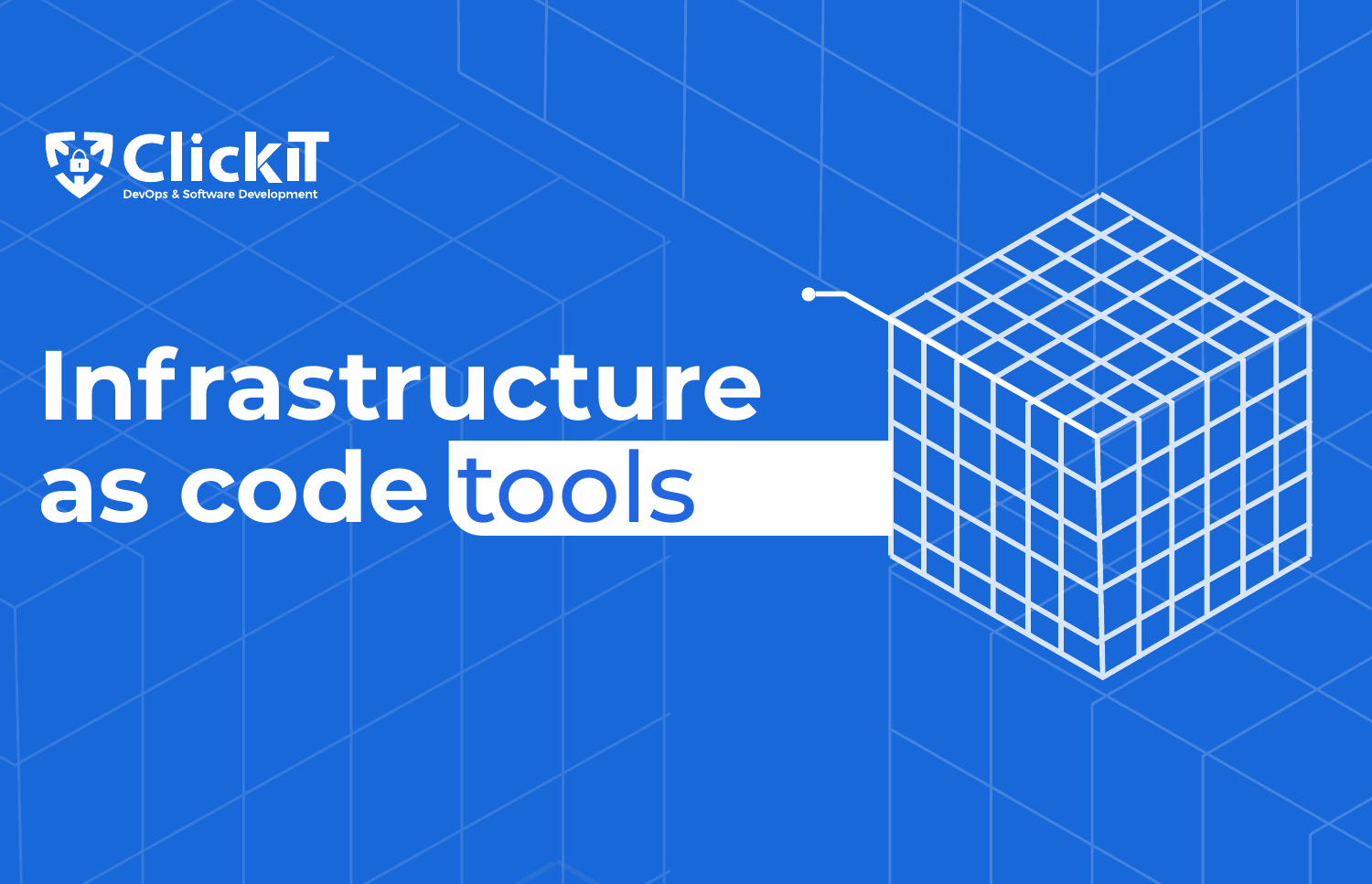ClickIT

DevOps & Software Development

# Infrastructure as code tools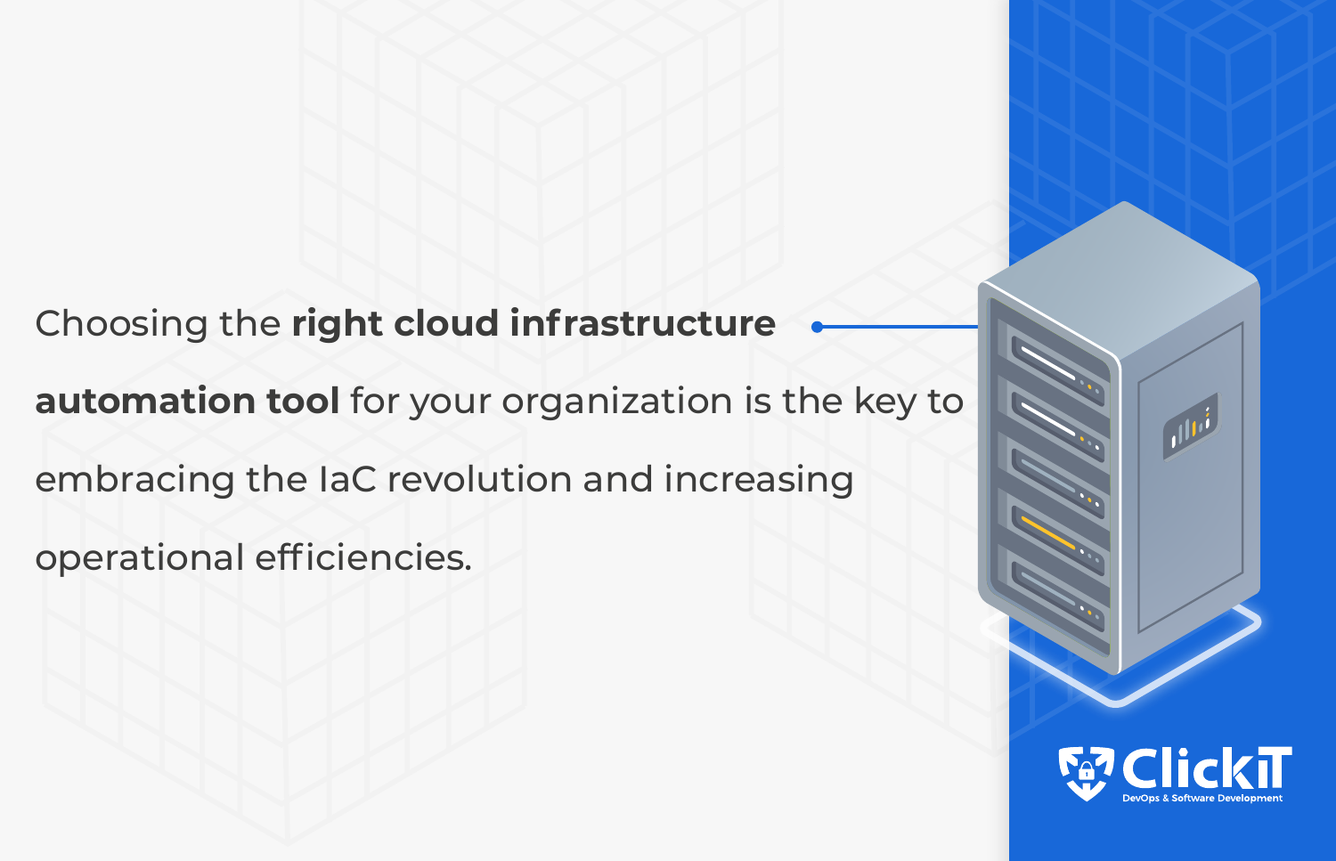Choosing the **right cloud infrastructure automation tool** for your organization is the key to embracing the IaC revolution and increasing operational efficiencies.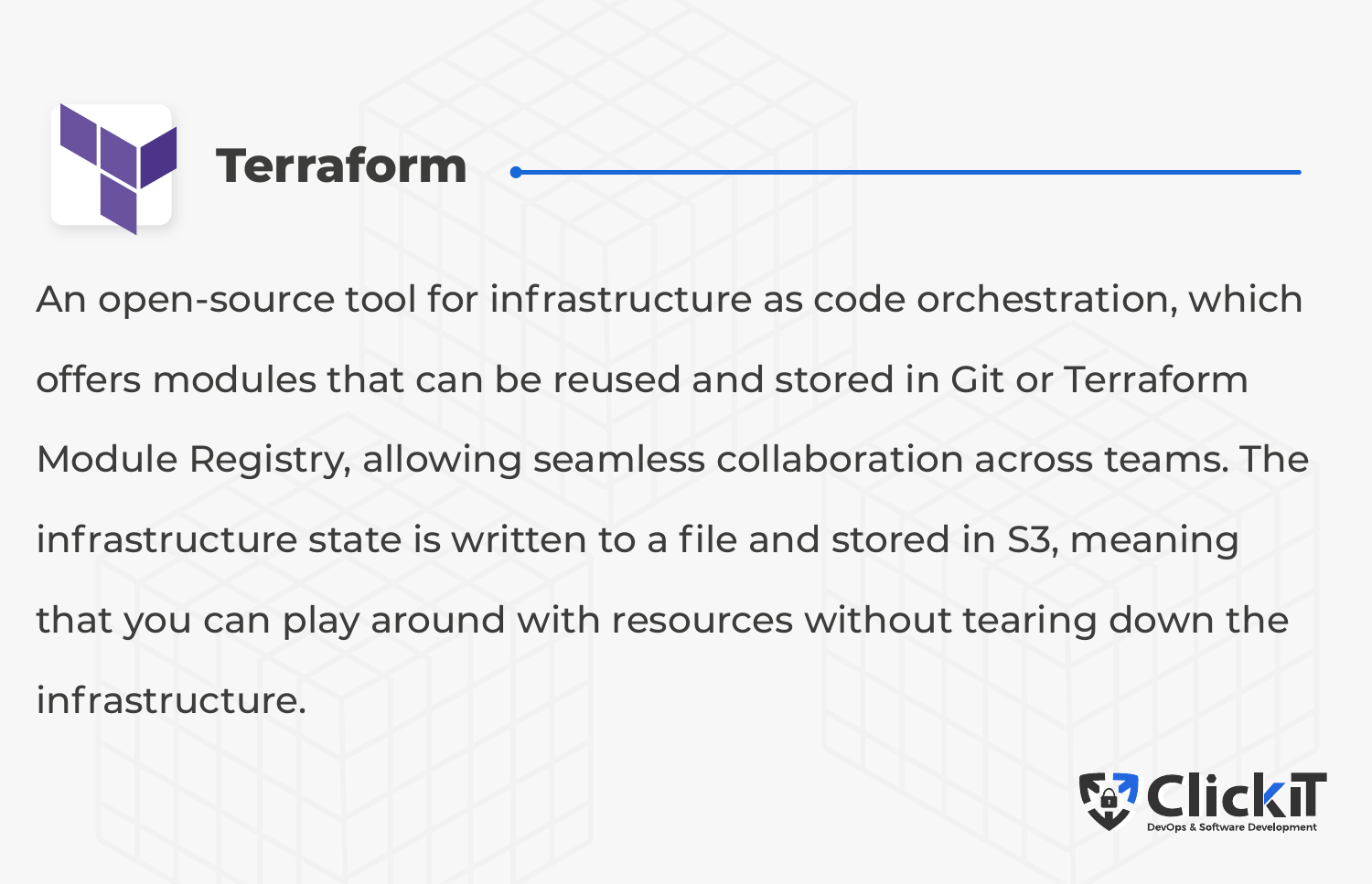## Terraform

An open-source tool for infrastructure as code orchestration, which offers modules that can be reused and stored in Git or Terraform Module Registry, allowing seamless collaboration across teams. The infrastructure state is written to a file and stored in S3, meaning that you can play around with resources without tearing down the infrastructure.

ClickIT
DevOps & Software Development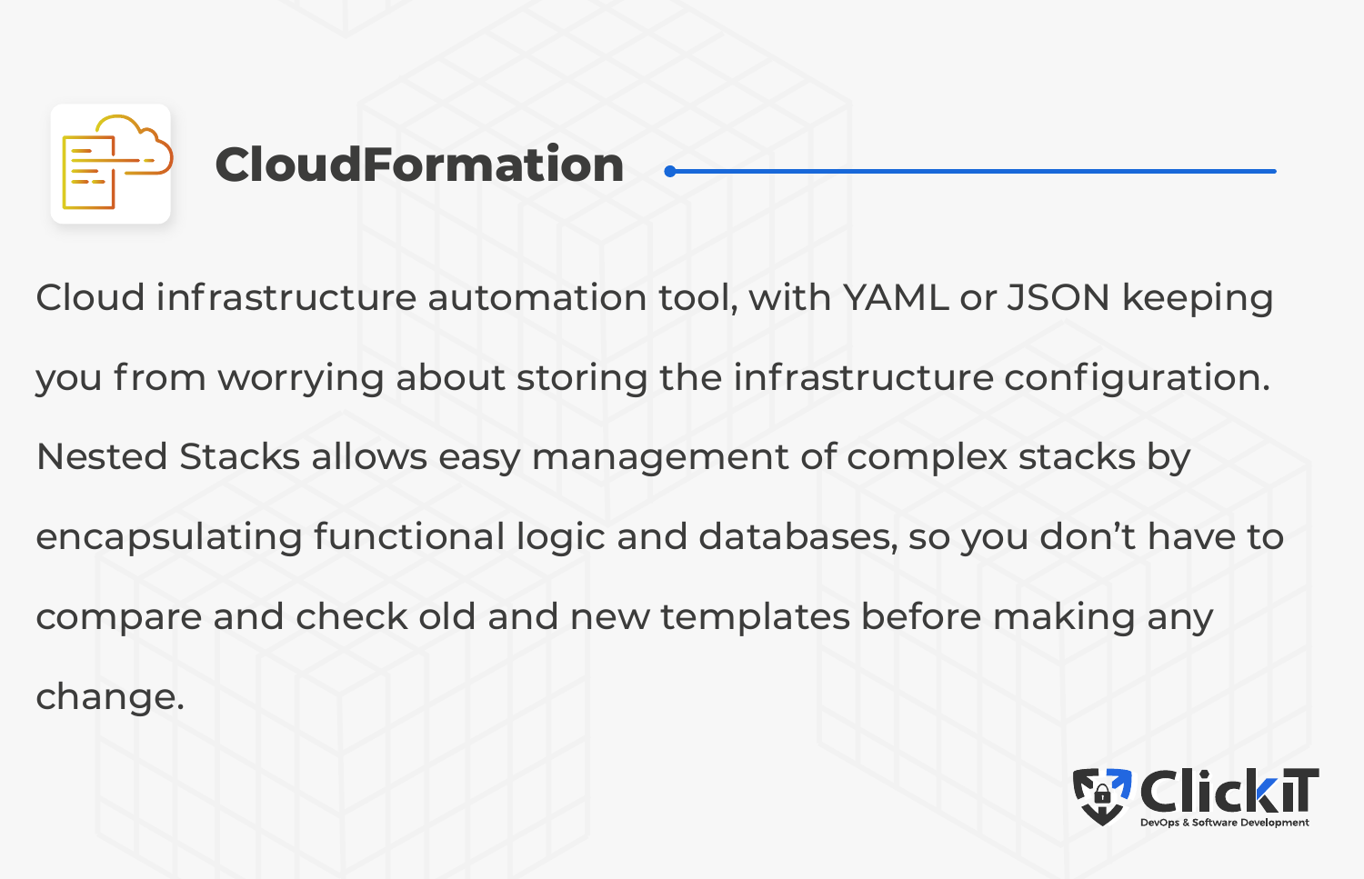## CloudFormation

Cloud infrastructure automation tool, with YAML or JSON keeping you from worrying about storing the infrastructure configuration. Nested Stacks allows easy management of complex stacks by encapsulating functional logic and databases, so you don't have to compare and check old and new templates before making any change.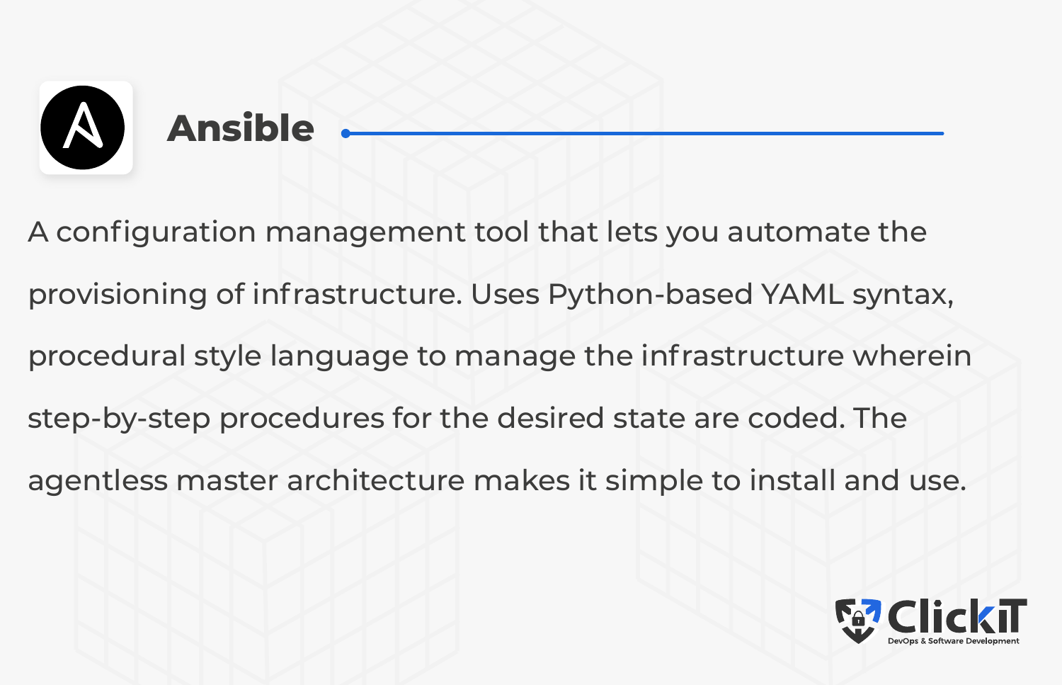## Ansible

A configuration management tool that lets you automate the provisioning of infrastructure. Uses Python-based YAML syntax, procedural style language to manage the infrastructure wherein step-by-step procedures for the desired state are coded. The agentless master architecture makes it simple to install and use.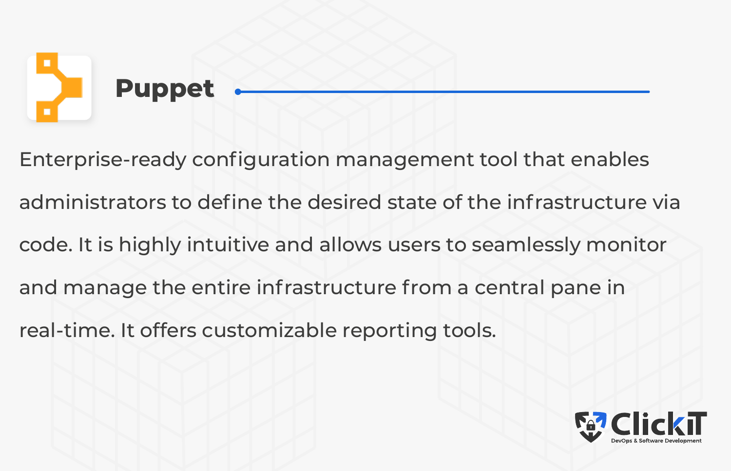## Puppet

Enterprise-ready configuration management tool that enables administrators to define the desired state of the infrastructure via code. It is highly intuitive and allows users to seamlessly monitor and manage the entire infrastructure from a central pane in real-time. It offers customizable reporting tools.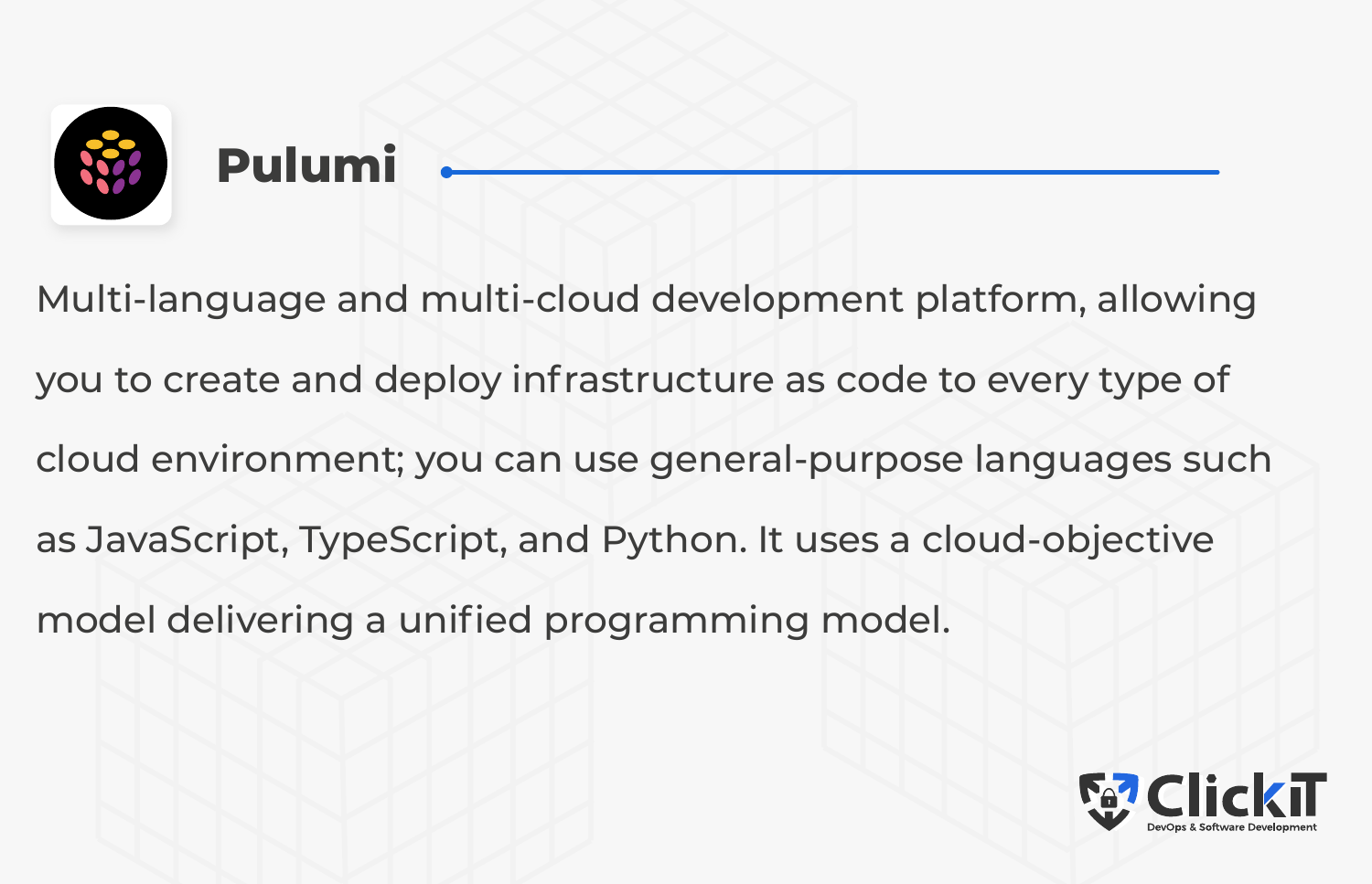## Pulumi

Multi-language and multi-cloud development platform, allowing you to create and deploy infrastructure as code to every type of cloud environment; you can use general-purpose languages such as JavaScript, TypeScript, and Python. It uses a cloud-objective model delivering a unified programming model.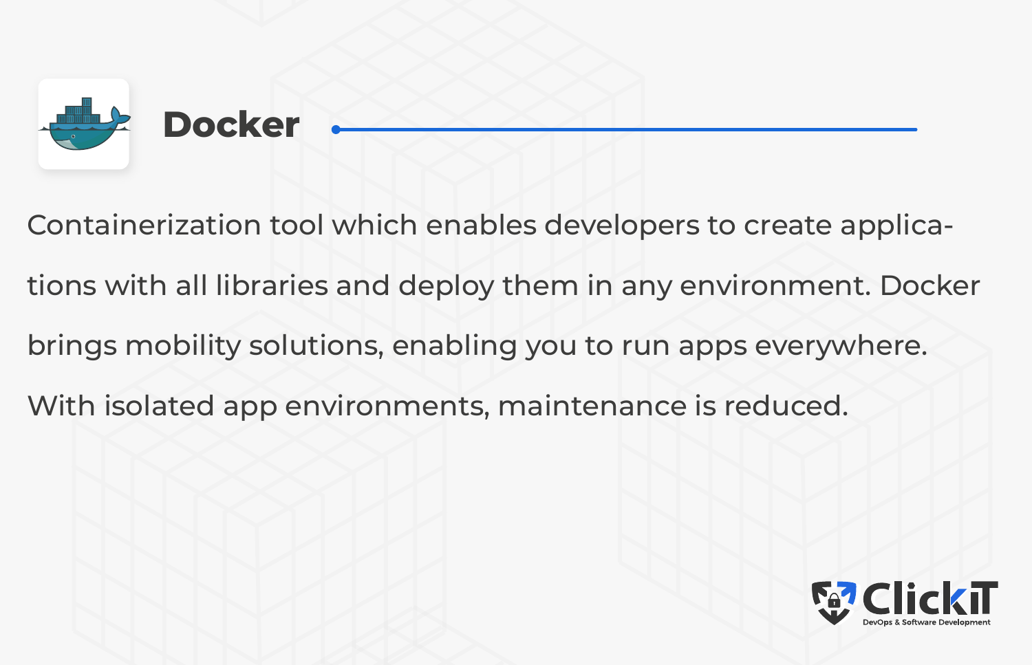## Docker

Containerization tool which enables developers to create applications with all libraries and deploy them in any environment. Docker brings mobility solutions, enabling you to run apps everywhere. With isolated app environments, maintenance is reduced.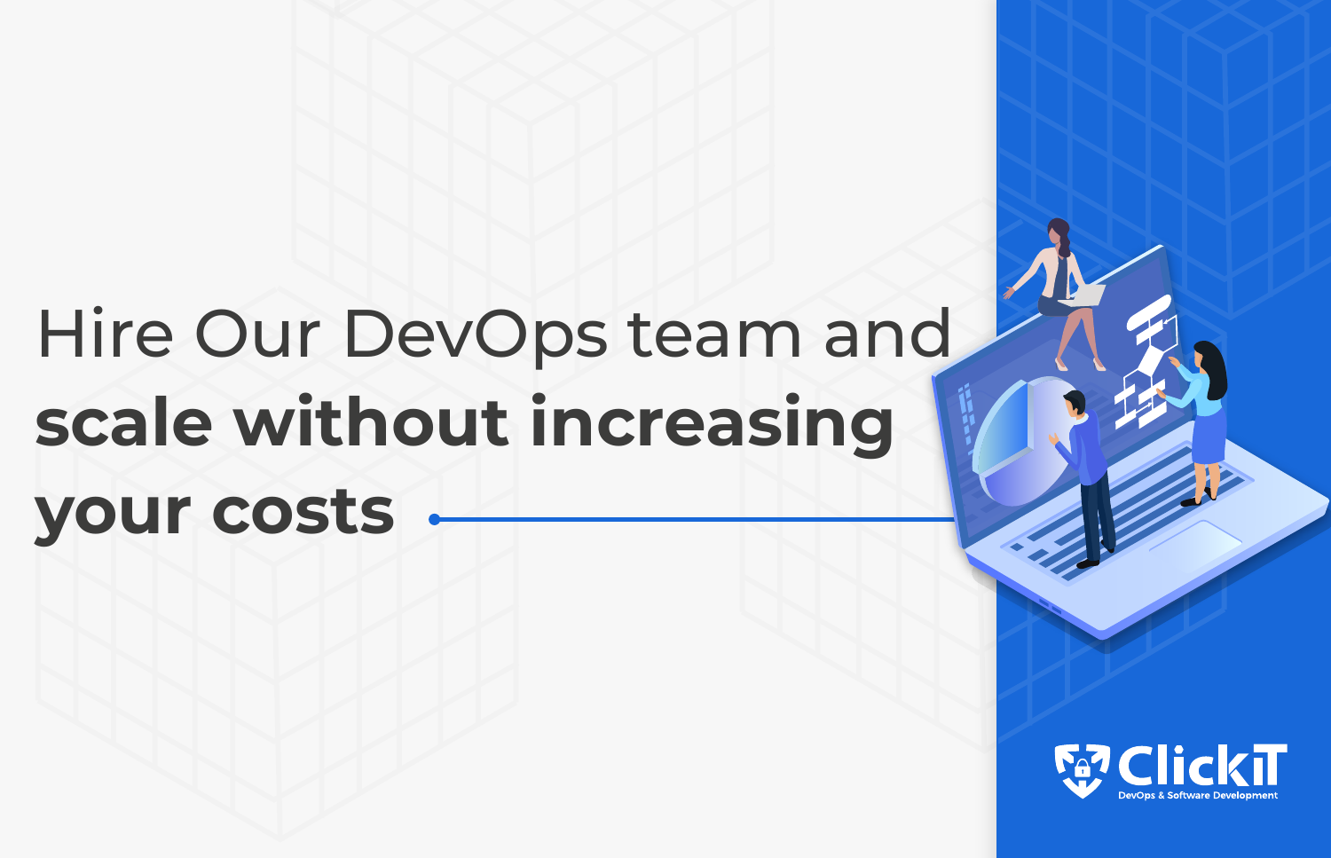Hire Our DevOps team and **scale without increasing your costs**

ClickiT

DevOps & Software Development